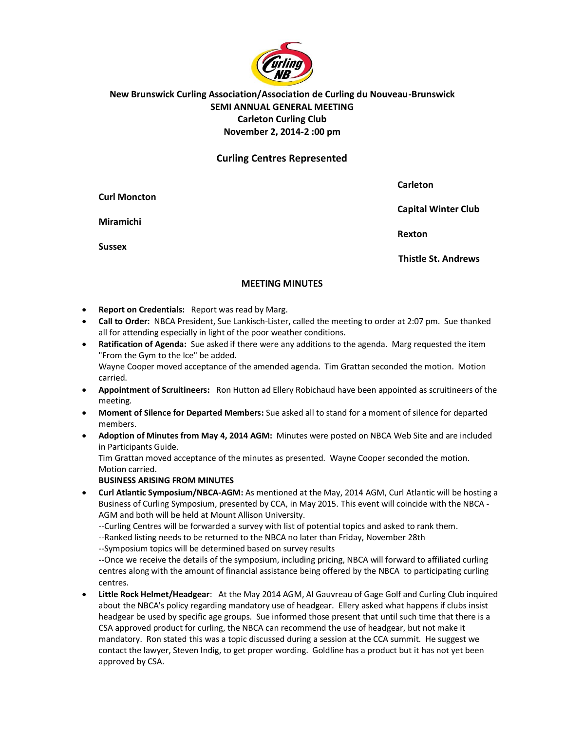**New Brunswick Curling Association/Association de Curling du Nouveau-Brunswick**
**SEMI ANNUAL GENERAL MEETING**
**Carleton Curling Club**
**November 2, 2014-2 :00 pm**

## Curling Centres Represented

**Carleton**

**Curl Moncton**

**Capital Winter Club**

**Miramichi**

**Rexton**

**Sussex**

**Thistle St. Andrews**

### MEETING MINUTES

- **Report on Credentials:** Report was read by Marg.
- **Call to Order:** NBCA President, Sue Lankisch-Lister, called the meeting to order at 2:07 pm. Sue thanked all for attending especially in light of the poor weather conditions.
- **Ratification of Agenda:** Sue asked if there were any additions to the agenda. Marg requested the item "From the Gym to the Ice" be added.
  Wayne Cooper moved acceptance of the amended agenda. Tim Grattan seconded the motion. Motion carried.
- **Appointment of Scruitineers:** Ron Hutton ad Ellery Robichaud have been appointed as scruitineers of the meeting.
- **Moment of Silence for Departed Members:** Sue asked all to stand for a moment of silence for departed members.
- **Adoption of Minutes from May 4, 2014 AGM:** Minutes were posted on NBCA Web Site and are included in Participants Guide.
  Tim Grattan moved acceptance of the minutes as presented. Wayne Cooper seconded the motion. Motion carried.

  **BUSINESS ARISING FROM MINUTES**
- **Curl Atlantic Symposium/NBCA-AGM:** As mentioned at the May, 2014 AGM, Curl Atlantic will be hosting a Business of Curling Symposium, presented by CCA, in May 2015. This event will coincide with the NBCA - AGM and both will be held at Mount Allison University.
  --Curling Centres will be forwarded a survey with list of potential topics and asked to rank them.
  --Ranked listing needs to be returned to the NBCA no later than Friday, November 28th
  --Symposium topics will be determined based on survey results
  --Once we receive the details of the symposium, including pricing, NBCA will forward to affiliated curling centres along with the amount of financial assistance being offered by the NBCA to participating curling centres.
- **Little Rock Helmet/Headgear**: At the May 2014 AGM, Al Gauvreau of Gage Golf and Curling Club inquired about the NBCA's policy regarding mandatory use of headgear. Ellery asked what happens if clubs insist headgear be used by specific age groups. Sue informed those present that until such time that there is a CSA approved product for curling, the NBCA can recommend the use of headgear, but not make it mandatory. Ron stated this was a topic discussed during a session at the CCA summit. He suggest we contact the lawyer, Steven Indig, to get proper wording. Goldline has a product but it has not yet been approved by CSA.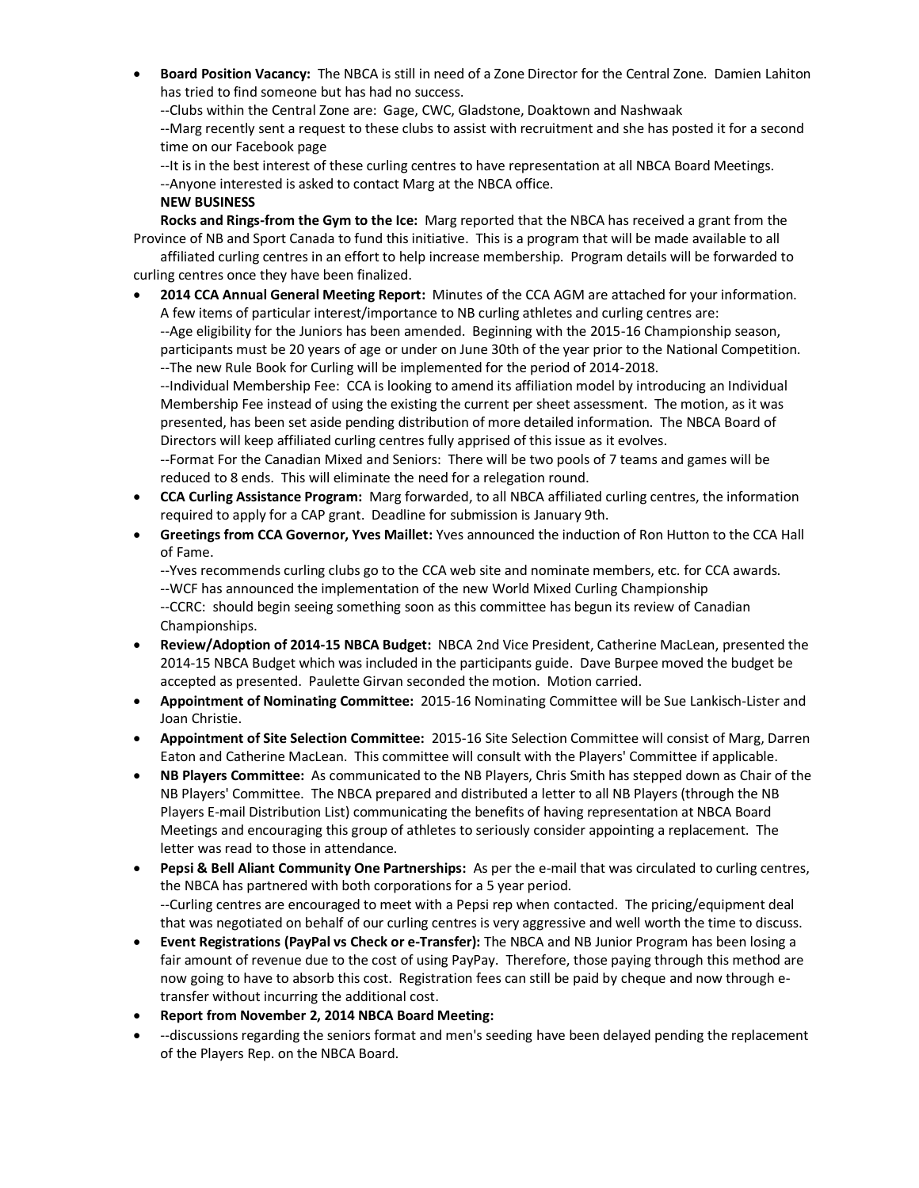- **Board Position Vacancy:** The NBCA is still in need of a Zone Director for the Central Zone. Damien Lahiton has tried to find someone but has had no success.
  --Clubs within the Central Zone are: Gage, CWC, Gladstone, Doaktown and Nashwaak
  --Marg recently sent a request to these clubs to assist with recruitment and she has posted it for a second time on our Facebook page
  --It is in the best interest of these curling centres to have representation at all NBCA Board Meetings.
  --Anyone interested is asked to contact Marg at the NBCA office.

**NEW BUSINESS**

**Rocks and Rings-from the Gym to the Ice:** Marg reported that the NBCA has received a grant from the Province of NB and Sport Canada to fund this initiative. This is a program that will be made available to all affiliated curling centres in an effort to help increase membership. Program details will be forwarded to curling centres once they have been finalized.

- **2014 CCA Annual General Meeting Report:** Minutes of the CCA AGM are attached for your information. A few items of particular interest/importance to NB curling athletes and curling centres are:
  --Age eligibility for the Juniors has been amended. Beginning with the 2015-16 Championship season, participants must be 20 years of age or under on June 30th of the year prior to the National Competition.
  --The new Rule Book for Curling will be implemented for the period of 2014-2018.
  --Individual Membership Fee: CCA is looking to amend its affiliation model by introducing an Individual Membership Fee instead of using the existing the current per sheet assessment. The motion, as it was presented, has been set aside pending distribution of more detailed information. The NBCA Board of Directors will keep affiliated curling centres fully apprised of this issue as it evolves.
  --Format For the Canadian Mixed and Seniors: There will be two pools of 7 teams and games will be reduced to 8 ends. This will eliminate the need for a relegation round.
- **CCA Curling Assistance Program:** Marg forwarded, to all NBCA affiliated curling centres, the information required to apply for a CAP grant. Deadline for submission is January 9th.
- **Greetings from CCA Governor, Yves Maillet:** Yves announced the induction of Ron Hutton to the CCA Hall of Fame.
  --Yves recommends curling clubs go to the CCA web site and nominate members, etc. for CCA awards.
  --WCF has announced the implementation of the new World Mixed Curling Championship
  --CCRC: should begin seeing something soon as this committee has begun its review of Canadian Championships.
- **Review/Adoption of 2014-15 NBCA Budget:** NBCA 2nd Vice President, Catherine MacLean, presented the 2014-15 NBCA Budget which was included in the participants guide. Dave Burpee moved the budget be accepted as presented. Paulette Girvan seconded the motion. Motion carried.
- **Appointment of Nominating Committee:** 2015-16 Nominating Committee will be Sue Lankisch-Lister and Joan Christie.
- **Appointment of Site Selection Committee:** 2015-16 Site Selection Committee will consist of Marg, Darren Eaton and Catherine MacLean. This committee will consult with the Players' Committee if applicable.
- **NB Players Committee:** As communicated to the NB Players, Chris Smith has stepped down as Chair of the NB Players' Committee. The NBCA prepared and distributed a letter to all NB Players (through the NB Players E-mail Distribution List) communicating the benefits of having representation at NBCA Board Meetings and encouraging this group of athletes to seriously consider appointing a replacement. The letter was read to those in attendance.
- **Pepsi & Bell Aliant Community One Partnerships:** As per the e-mail that was circulated to curling centres, the NBCA has partnered with both corporations for a 5 year period.
  --Curling centres are encouraged to meet with a Pepsi rep when contacted. The pricing/equipment deal that was negotiated on behalf of our curling centres is very aggressive and well worth the time to discuss.
- **Event Registrations (PayPal vs Check or e-Transfer):** The NBCA and NB Junior Program has been losing a fair amount of revenue due to the cost of using PayPay. Therefore, those paying through this method are now going to have to absorb this cost. Registration fees can still be paid by cheque and now through e-transfer without incurring the additional cost.
- **Report from November 2, 2014 NBCA Board Meeting:**
- --discussions regarding the seniors format and men's seeding have been delayed pending the replacement of the Players Rep. on the NBCA Board.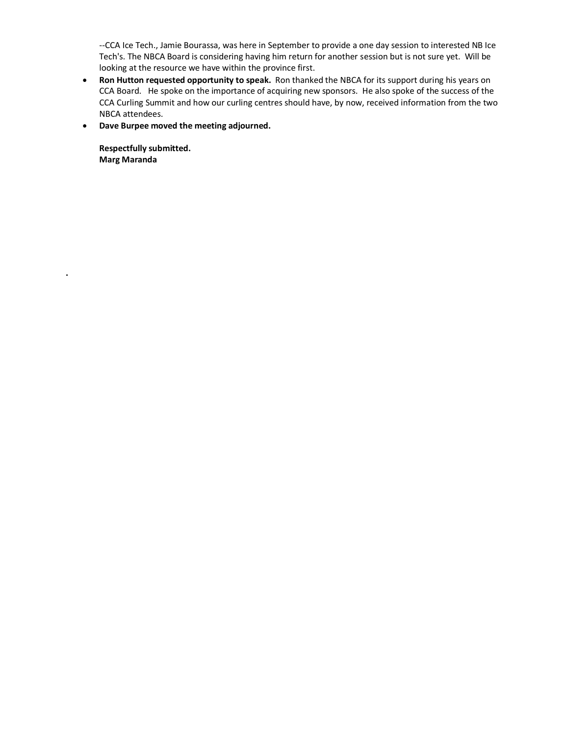--CCA Ice Tech., Jamie Bourassa, was here in September to provide a one day session to interested NB Ice Tech's. The NBCA Board is considering having him return for another session but is not sure yet. Will be looking at the resource we have within the province first.

- **Ron Hutton requested opportunity to speak.** Ron thanked the NBCA for its support during his years on CCA Board. He spoke on the importance of acquiring new sponsors. He also spoke of the success of the CCA Curling Summit and how our curling centres should have, by now, received information from the two NBCA attendees.
- **Dave Burpee moved the meeting adjourned.**

**Respectfully submitted.**
**Marg Maranda**

.